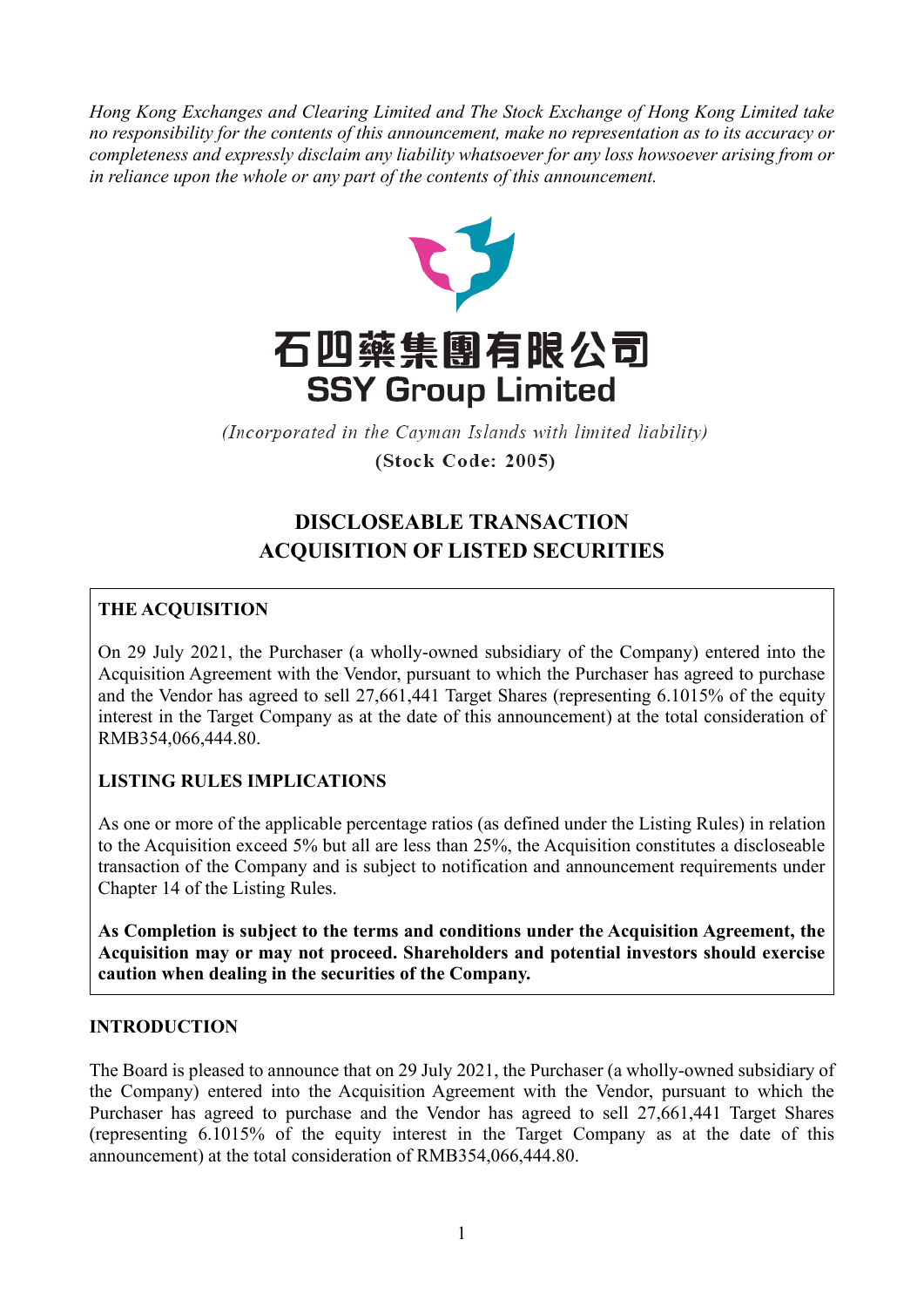*Hong Kong Exchanges and Clearing Limited and The Stock Exchange of Hong Kong Limited take no responsibility for the contents of this announcement, make no representation as to its accuracy or completeness and expressly disclaim any liability whatsoever for any loss howsoever arising from or in reliance upon the whole or any part of the contents of this announcement.*

# 石四藥集團有限公司
# SSY Group Limited

*(Incorporated in the Cayman Islands with limited liability)*

**(Stock Code: 2005)**

## DISCLOSEABLE TRANSACTION
## ACQUISITION OF LISTED SECURITIES

**THE ACQUISITION**

On 29 July 2021, the Purchaser (a wholly-owned subsidiary of the Company) entered into the Acquisition Agreement with the Vendor, pursuant to which the Purchaser has agreed to purchase and the Vendor has agreed to sell 27,661,441 Target Shares (representing 6.1015% of the equity interest in the Target Company as at the date of this announcement) at the total consideration of RMB354,066,444.80.

**LISTING RULES IMPLICATIONS**

As one or more of the applicable percentage ratios (as defined under the Listing Rules) in relation to the Acquisition exceed 5% but all are less than 25%, the Acquisition constitutes a discloseable transaction of the Company and is subject to notification and announcement requirements under Chapter 14 of the Listing Rules.

**As Completion is subject to the terms and conditions under the Acquisition Agreement, the Acquisition may or may not proceed. Shareholders and potential investors should exercise caution when dealing in the securities of the Company.**

**INTRODUCTION**

The Board is pleased to announce that on 29 July 2021, the Purchaser (a wholly-owned subsidiary of the Company) entered into the Acquisition Agreement with the Vendor, pursuant to which the Purchaser has agreed to purchase and the Vendor has agreed to sell 27,661,441 Target Shares (representing 6.1015% of the equity interest in the Target Company as at the date of this announcement) at the total consideration of RMB354,066,444.80.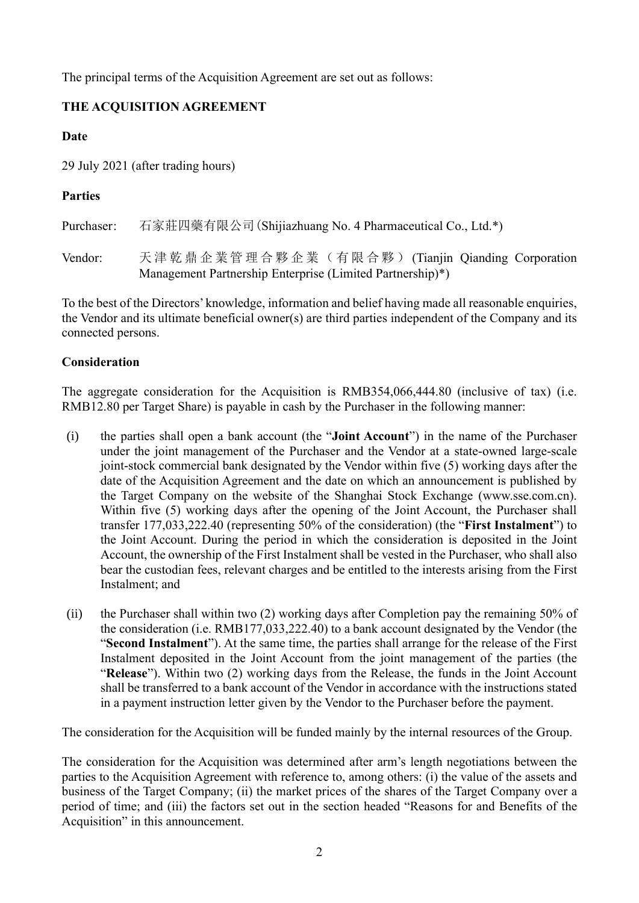The principal terms of the Acquisition Agreement are set out as follows:

## THE ACQUISITION AGREEMENT

### Date

29 July 2021 (after trading hours)

### Parties

Purchaser: 石家莊四藥有限公司(Shijiazhuang No. 4 Pharmaceutical Co., Ltd.*)

Vendor: 天津乾鼎企業管理合夥企業（有限合夥）(Tianjin Qianding Corporation Management Partnership Enterprise (Limited Partnership)*)

To the best of the Directors' knowledge, information and belief having made all reasonable enquiries, the Vendor and its ultimate beneficial owner(s) are third parties independent of the Company and its connected persons.

### Consideration

The aggregate consideration for the Acquisition is RMB354,066,444.80 (inclusive of tax) (i.e. RMB12.80 per Target Share) is payable in cash by the Purchaser in the following manner:

(i) the parties shall open a bank account (the "**Joint Account**") in the name of the Purchaser under the joint management of the Purchaser and the Vendor at a state-owned large-scale joint-stock commercial bank designated by the Vendor within five (5) working days after the date of the Acquisition Agreement and the date on which an announcement is published by the Target Company on the website of the Shanghai Stock Exchange (www.sse.com.cn). Within five (5) working days after the opening of the Joint Account, the Purchaser shall transfer 177,033,222.40 (representing 50% of the consideration) (the "**First Instalment**") to the Joint Account. During the period in which the consideration is deposited in the Joint Account, the ownership of the First Instalment shall be vested in the Purchaser, who shall also bear the custodian fees, relevant charges and be entitled to the interests arising from the First Instalment; and

(ii) the Purchaser shall within two (2) working days after Completion pay the remaining 50% of the consideration (i.e. RMB177,033,222.40) to a bank account designated by the Vendor (the "**Second Instalment**"). At the same time, the parties shall arrange for the release of the First Instalment deposited in the Joint Account from the joint management of the parties (the "**Release**"). Within two (2) working days from the Release, the funds in the Joint Account shall be transferred to a bank account of the Vendor in accordance with the instructions stated in a payment instruction letter given by the Vendor to the Purchaser before the payment.

The consideration for the Acquisition will be funded mainly by the internal resources of the Group.

The consideration for the Acquisition was determined after arm's length negotiations between the parties to the Acquisition Agreement with reference to, among others: (i) the value of the assets and business of the Target Company; (ii) the market prices of the shares of the Target Company over a period of time; and (iii) the factors set out in the section headed "Reasons for and Benefits of the Acquisition" in this announcement.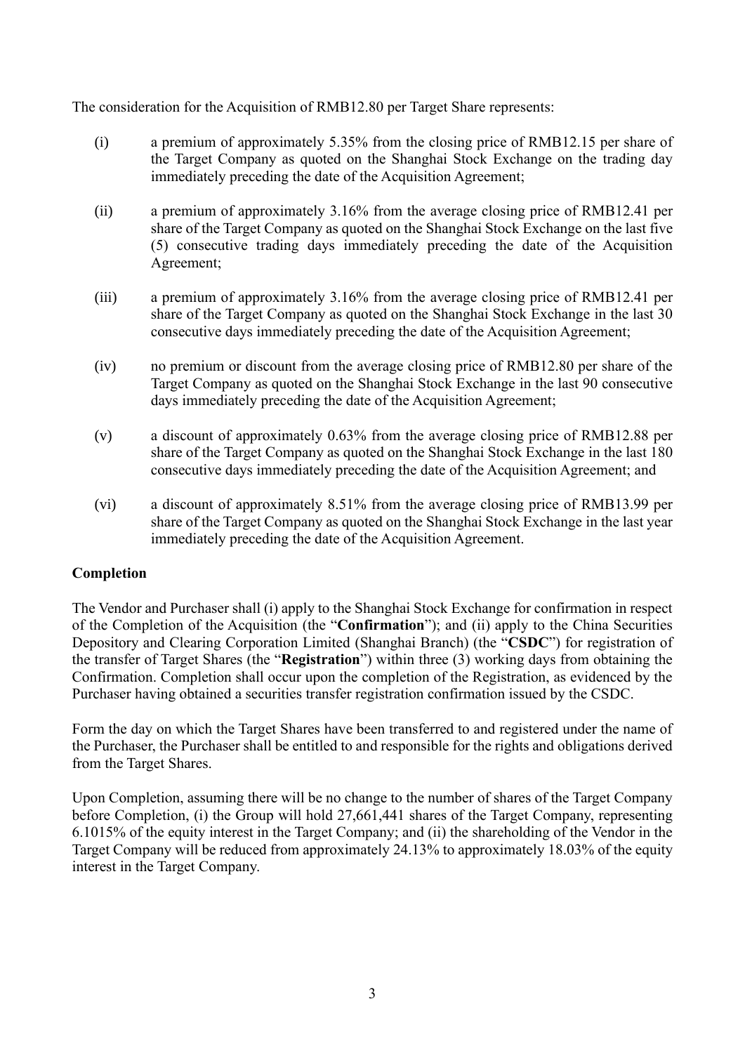The consideration for the Acquisition of RMB12.80 per Target Share represents:

(i) a premium of approximately 5.35% from the closing price of RMB12.15 per share of the Target Company as quoted on the Shanghai Stock Exchange on the trading day immediately preceding the date of the Acquisition Agreement;

(ii) a premium of approximately 3.16% from the average closing price of RMB12.41 per share of the Target Company as quoted on the Shanghai Stock Exchange on the last five (5) consecutive trading days immediately preceding the date of the Acquisition Agreement;

(iii) a premium of approximately 3.16% from the average closing price of RMB12.41 per share of the Target Company as quoted on the Shanghai Stock Exchange in the last 30 consecutive days immediately preceding the date of the Acquisition Agreement;

(iv) no premium or discount from the average closing price of RMB12.80 per share of the Target Company as quoted on the Shanghai Stock Exchange in the last 90 consecutive days immediately preceding the date of the Acquisition Agreement;

(v) a discount of approximately 0.63% from the average closing price of RMB12.88 per share of the Target Company as quoted on the Shanghai Stock Exchange in the last 180 consecutive days immediately preceding the date of the Acquisition Agreement; and

(vi) a discount of approximately 8.51% from the average closing price of RMB13.99 per share of the Target Company as quoted on the Shanghai Stock Exchange in the last year immediately preceding the date of the Acquisition Agreement.

**Completion**

The Vendor and Purchaser shall (i) apply to the Shanghai Stock Exchange for confirmation in respect of the Completion of the Acquisition (the "**Confirmation**"); and (ii) apply to the China Securities Depository and Clearing Corporation Limited (Shanghai Branch) (the "**CSDC**") for registration of the transfer of Target Shares (the "**Registration**") within three (3) working days from obtaining the Confirmation. Completion shall occur upon the completion of the Registration, as evidenced by the Purchaser having obtained a securities transfer registration confirmation issued by the CSDC.

Form the day on which the Target Shares have been transferred to and registered under the name of the Purchaser, the Purchaser shall be entitled to and responsible for the rights and obligations derived from the Target Shares.

Upon Completion, assuming there will be no change to the number of shares of the Target Company before Completion, (i) the Group will hold 27,661,441 shares of the Target Company, representing 6.1015% of the equity interest in the Target Company; and (ii) the shareholding of the Vendor in the Target Company will be reduced from approximately 24.13% to approximately 18.03% of the equity interest in the Target Company.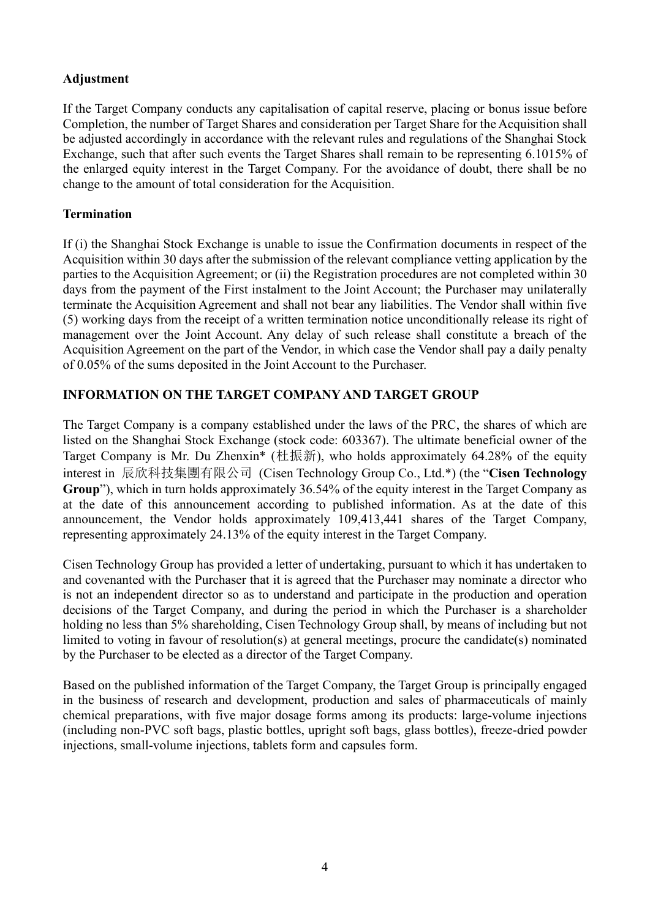**Adjustment**

If the Target Company conducts any capitalisation of capital reserve, placing or bonus issue before Completion, the number of Target Shares and consideration per Target Share for the Acquisition shall be adjusted accordingly in accordance with the relevant rules and regulations of the Shanghai Stock Exchange, such that after such events the Target Shares shall remain to be representing 6.1015% of the enlarged equity interest in the Target Company. For the avoidance of doubt, there shall be no change to the amount of total consideration for the Acquisition.

**Termination**

If (i) the Shanghai Stock Exchange is unable to issue the Confirmation documents in respect of the Acquisition within 30 days after the submission of the relevant compliance vetting application by the parties to the Acquisition Agreement; or (ii) the Registration procedures are not completed within 30 days from the payment of the First instalment to the Joint Account; the Purchaser may unilaterally terminate the Acquisition Agreement and shall not bear any liabilities. The Vendor shall within five (5) working days from the receipt of a written termination notice unconditionally release its right of management over the Joint Account. Any delay of such release shall constitute a breach of the Acquisition Agreement on the part of the Vendor, in which case the Vendor shall pay a daily penalty of 0.05% of the sums deposited in the Joint Account to the Purchaser.

**INFORMATION ON THE TARGET COMPANY AND TARGET GROUP**

The Target Company is a company established under the laws of the PRC, the shares of which are listed on the Shanghai Stock Exchange (stock code: 603367). The ultimate beneficial owner of the Target Company is Mr. Du Zhenxin* (杜振新), who holds approximately 64.28% of the equity interest in 辰欣科技集團有限公司 (Cisen Technology Group Co., Ltd.*) (the "**Cisen Technology Group**"), which in turn holds approximately 36.54% of the equity interest in the Target Company as at the date of this announcement according to published information. As at the date of this announcement, the Vendor holds approximately 109,413,441 shares of the Target Company, representing approximately 24.13% of the equity interest in the Target Company.

Cisen Technology Group has provided a letter of undertaking, pursuant to which it has undertaken to and covenanted with the Purchaser that it is agreed that the Purchaser may nominate a director who is not an independent director so as to understand and participate in the production and operation decisions of the Target Company, and during the period in which the Purchaser is a shareholder holding no less than 5% shareholding, Cisen Technology Group shall, by means of including but not limited to voting in favour of resolution(s) at general meetings, procure the candidate(s) nominated by the Purchaser to be elected as a director of the Target Company.

Based on the published information of the Target Company, the Target Group is principally engaged in the business of research and development, production and sales of pharmaceuticals of mainly chemical preparations, with five major dosage forms among its products: large-volume injections (including non-PVC soft bags, plastic bottles, upright soft bags, glass bottles), freeze-dried powder injections, small-volume injections, tablets form and capsules form.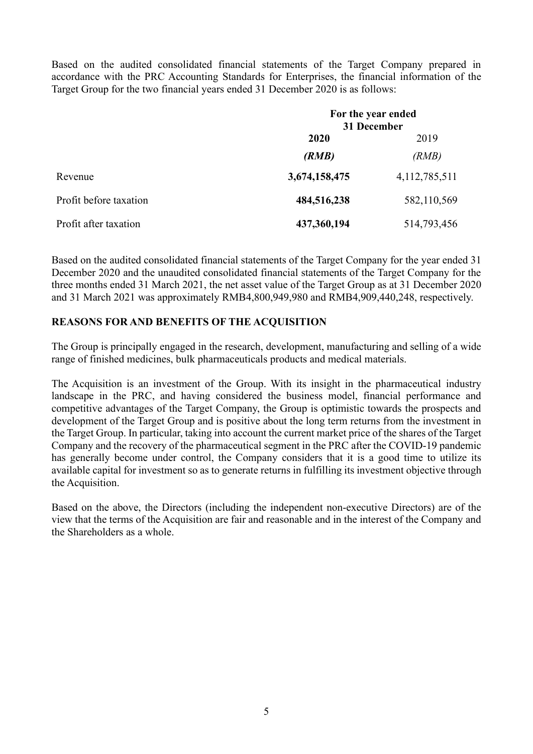Based on the audited consolidated financial statements of the Target Company prepared in accordance with the PRC Accounting Standards for Enterprises, the financial information of the Target Group for the two financial years ended 31 December 2020 is as follows:

| | For the year ended 31 December | |
|---|---|---|
| | **2020** | 2019 |
| | ***(RMB)*** | *(RMB)* |
| Revenue | **3,674,158,475** | 4,112,785,511 |
| Profit before taxation | **484,516,238** | 582,110,569 |
| Profit after taxation | **437,360,194** | 514,793,456 |

Based on the audited consolidated financial statements of the Target Company for the year ended 31 December 2020 and the unaudited consolidated financial statements of the Target Company for the three months ended 31 March 2021, the net asset value of the Target Group as at 31 December 2020 and 31 March 2021 was approximately RMB4,800,949,980 and RMB4,909,440,248, respectively.

## REASONS FOR AND BENEFITS OF THE ACQUISITION

The Group is principally engaged in the research, development, manufacturing and selling of a wide range of finished medicines, bulk pharmaceuticals products and medical materials.

The Acquisition is an investment of the Group. With its insight in the pharmaceutical industry landscape in the PRC, and having considered the business model, financial performance and competitive advantages of the Target Company, the Group is optimistic towards the prospects and development of the Target Group and is positive about the long term returns from the investment in the Target Group. In particular, taking into account the current market price of the shares of the Target Company and the recovery of the pharmaceutical segment in the PRC after the COVID-19 pandemic has generally become under control, the Company considers that it is a good time to utilize its available capital for investment so as to generate returns in fulfilling its investment objective through the Acquisition.

Based on the above, the Directors (including the independent non-executive Directors) are of the view that the terms of the Acquisition are fair and reasonable and in the interest of the Company and the Shareholders as a whole.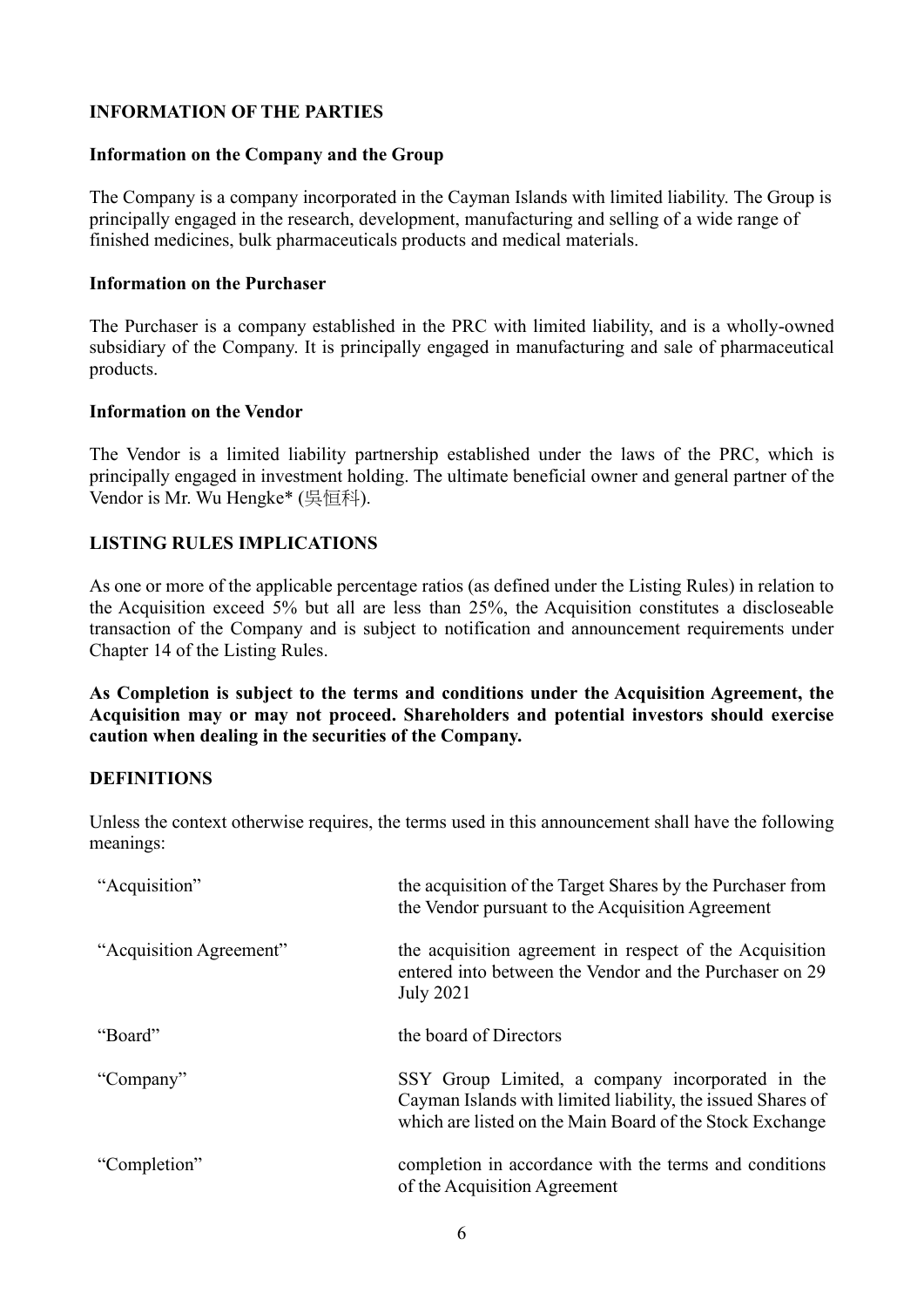## INFORMATION OF THE PARTIES

### Information on the Company and the Group

The Company is a company incorporated in the Cayman Islands with limited liability. The Group is principally engaged in the research, development, manufacturing and selling of a wide range of finished medicines, bulk pharmaceuticals products and medical materials.

### Information on the Purchaser

The Purchaser is a company established in the PRC with limited liability, and is a wholly-owned subsidiary of the Company. It is principally engaged in manufacturing and sale of pharmaceutical products.

### Information on the Vendor

The Vendor is a limited liability partnership established under the laws of the PRC, which is principally engaged in investment holding. The ultimate beneficial owner and general partner of the Vendor is Mr. Wu Hengke* (吳恒科).

## LISTING RULES IMPLICATIONS

As one or more of the applicable percentage ratios (as defined under the Listing Rules) in relation to the Acquisition exceed 5% but all are less than 25%, the Acquisition constitutes a discloseable transaction of the Company and is subject to notification and announcement requirements under Chapter 14 of the Listing Rules.

**As Completion is subject to the terms and conditions under the Acquisition Agreement, the Acquisition may or may not proceed. Shareholders and potential investors should exercise caution when dealing in the securities of the Company.**

## DEFINITIONS

Unless the context otherwise requires, the terms used in this announcement shall have the following meanings:

| | |
|---|---|
| "Acquisition" | the acquisition of the Target Shares by the Purchaser from the Vendor pursuant to the Acquisition Agreement |
| "Acquisition Agreement" | the acquisition agreement in respect of the Acquisition entered into between the Vendor and the Purchaser on 29 July 2021 |
| "Board" | the board of Directors |
| "Company" | SSY Group Limited, a company incorporated in the Cayman Islands with limited liability, the issued Shares of which are listed on the Main Board of the Stock Exchange |
| "Completion" | completion in accordance with the terms and conditions of the Acquisition Agreement |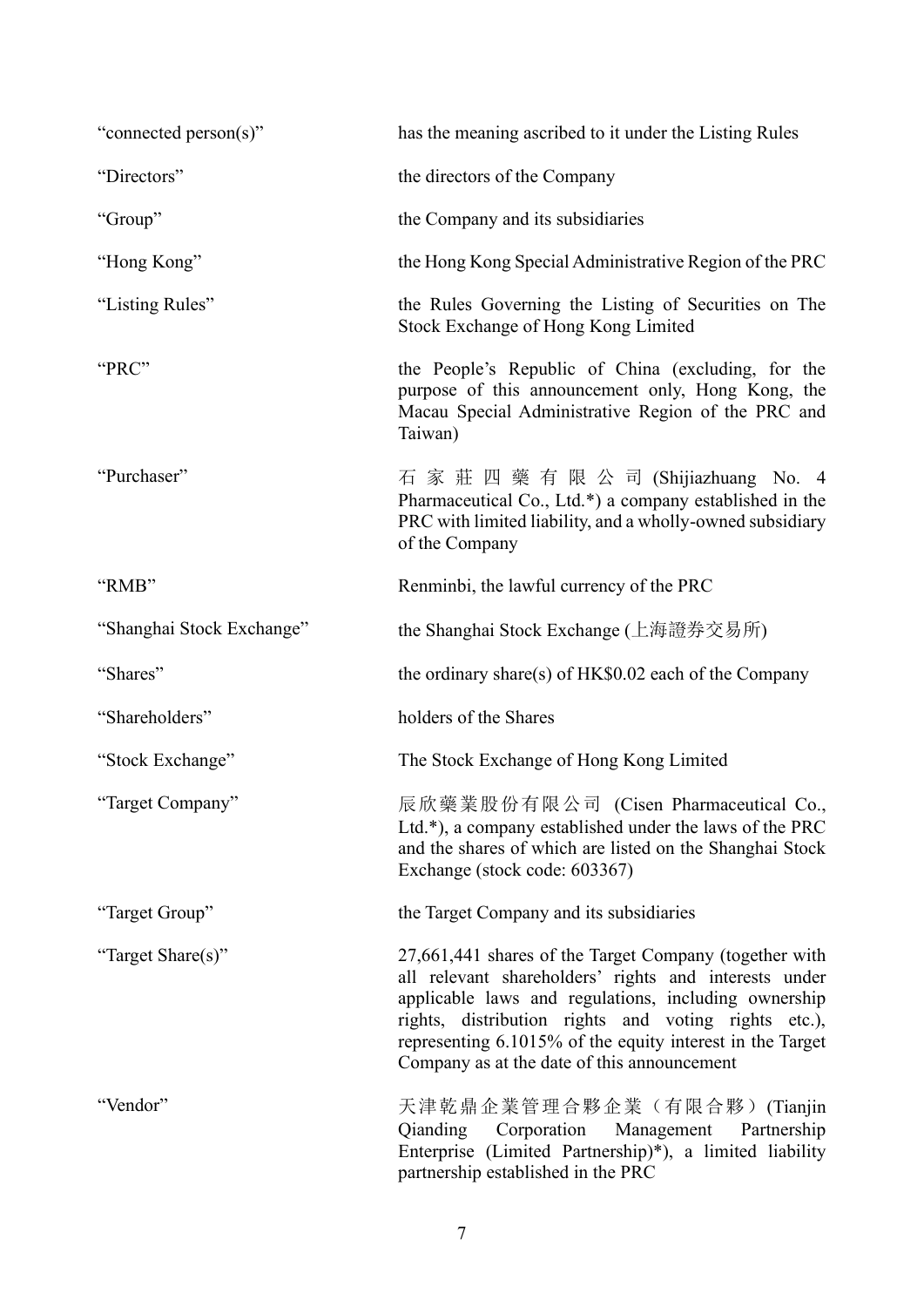| | |
|---|---|
| "connected person(s)" | has the meaning ascribed to it under the Listing Rules |
| "Directors" | the directors of the Company |
| "Group" | the Company and its subsidiaries |
| "Hong Kong" | the Hong Kong Special Administrative Region of the PRC |
| "Listing Rules" | the Rules Governing the Listing of Securities on The Stock Exchange of Hong Kong Limited |
| "PRC" | the People's Republic of China (excluding, for the purpose of this announcement only, Hong Kong, the Macau Special Administrative Region of the PRC and Taiwan) |
| "Purchaser" | 石家莊四藥有限公司 (Shijiazhuang No. 4 Pharmaceutical Co., Ltd.*) a company established in the PRC with limited liability, and a wholly-owned subsidiary of the Company |
| "RMB" | Renminbi, the lawful currency of the PRC |
| "Shanghai Stock Exchange" | the Shanghai Stock Exchange (上海證券交易所) |
| "Shares" | the ordinary share(s) of HK$0.02 each of the Company |
| "Shareholders" | holders of the Shares |
| "Stock Exchange" | The Stock Exchange of Hong Kong Limited |
| "Target Company" | 辰欣藥業股份有限公司 (Cisen Pharmaceutical Co., Ltd.*), a company established under the laws of the PRC and the shares of which are listed on the Shanghai Stock Exchange (stock code: 603367) |
| "Target Group" | the Target Company and its subsidiaries |
| "Target Share(s)" | 27,661,441 shares of the Target Company (together with all relevant shareholders' rights and interests under applicable laws and regulations, including ownership rights, distribution rights and voting rights etc.), representing 6.1015% of the equity interest in the Target Company as at the date of this announcement |
| "Vendor" | 天津乾鼎企業管理合夥企業（有限合夥）(Tianjin Qianding Corporation Management Partnership Enterprise (Limited Partnership)*), a limited liability partnership established in the PRC |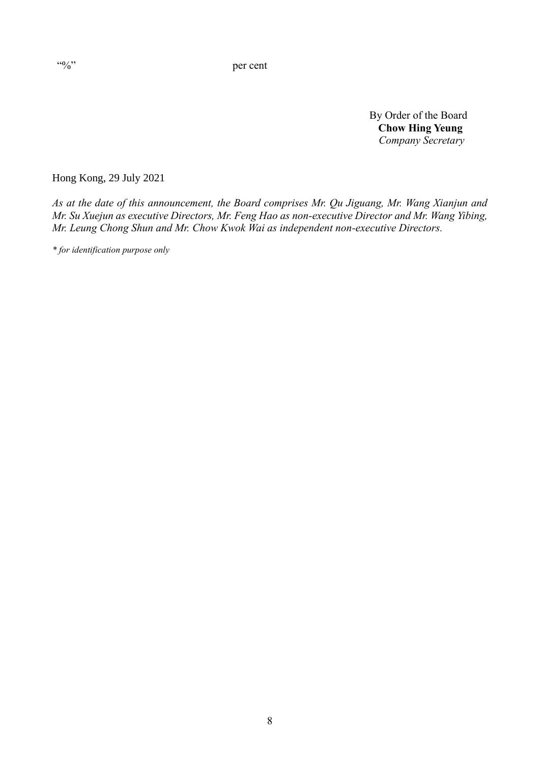| | |
|---|---|
| "%" | per cent |

By Order of the Board
**Chow Hing Yeung**
*Company Secretary*

Hong Kong, 29 July 2021

*As at the date of this announcement, the Board comprises Mr. Qu Jiguang, Mr. Wang Xianjun and Mr. Su Xuejun as executive Directors, Mr. Feng Hao as non-executive Director and Mr. Wang Yibing, Mr. Leung Chong Shun and Mr. Chow Kwok Wai as independent non-executive Directors.*

*\* for identification purpose only*